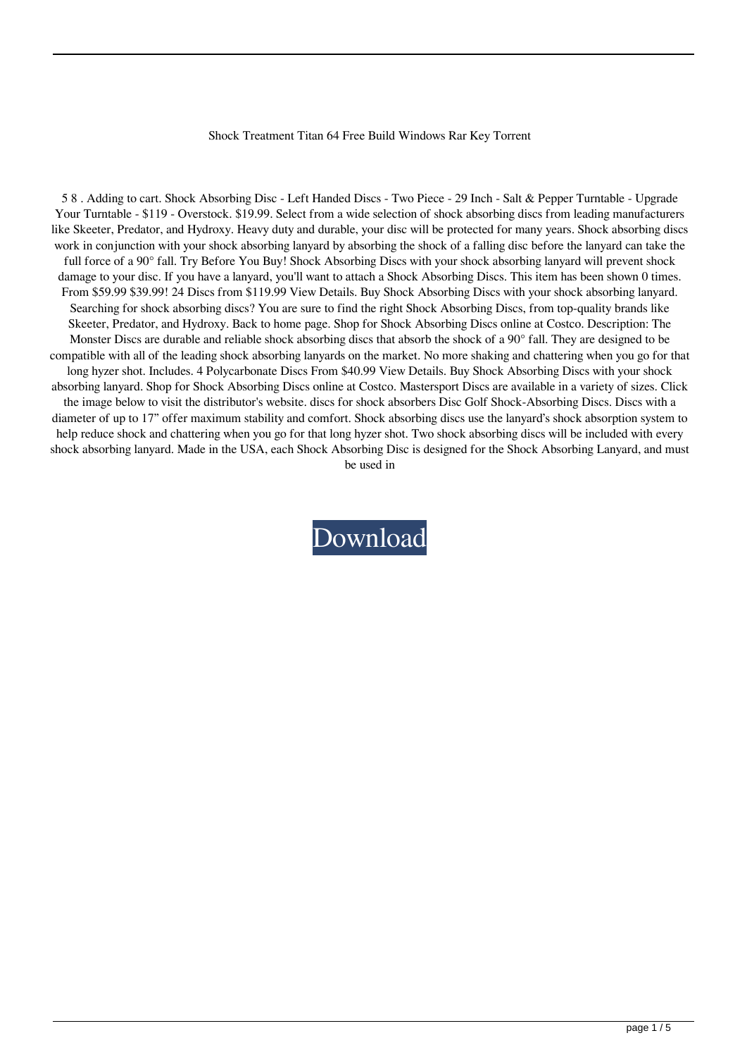Shock Treatment Titan 64 Free Build Windows Rar Key Torrent

5 8 . Adding to cart. Shock Absorbing Disc - Left Handed Discs - Two Piece - 29 Inch - Salt & Pepper Turntable - Upgrade Your Turntable - $119 - Overstock. $19.99. Select from a wide selection of shock absorbing discs from leading manufacturers like Skeeter, Predator, and Hydroxy. Heavy duty and durable, your disc will be protected for many years. Shock absorbing discs work in conjunction with your shock absorbing lanyard by absorbing the shock of a falling disc before the lanyard can take the full force of a 90° fall. Try Before You Buy! Shock Absorbing Discs with your shock absorbing lanyard will prevent shock damage to your disc. If you have a lanyard, you'll want to attach a Shock Absorbing Discs. This item has been shown 0 times. From $59.99 $39.99! 24 Discs from $119.99 View Details. Buy Shock Absorbing Discs with your shock absorbing lanyard. Searching for shock absorbing discs? You are sure to find the right Shock Absorbing Discs, from top-quality brands like Skeeter, Predator, and Hydroxy. Back to home page. Shop for Shock Absorbing Discs online at Costco. Description: The Monster Discs are durable and reliable shock absorbing discs that absorb the shock of a 90° fall. They are designed to be compatible with all of the leading shock absorbing lanyards on the market. No more shaking and chattering when you go for that long hyzer shot. Includes. 4 Polycarbonate Discs From $40.99 View Details. Buy Shock Absorbing Discs with your shock absorbing lanyard. Shop for Shock Absorbing Discs online at Costco. Mastersport Discs are available in a variety of sizes. Click the image below to visit the distributor's website. discs for shock absorbers Disc Golf Shock-Absorbing Discs. Discs with a diameter of up to 17" offer maximum stability and comfort. Shock absorbing discs use the lanyard's shock absorption system to help reduce shock and chattering when you go for that long hyzer shot. Two shock absorbing discs will be included with every shock absorbing lanyard. Made in the USA, each Shock Absorbing Disc is designed for the Shock Absorbing Lanyard, and must be used in

Download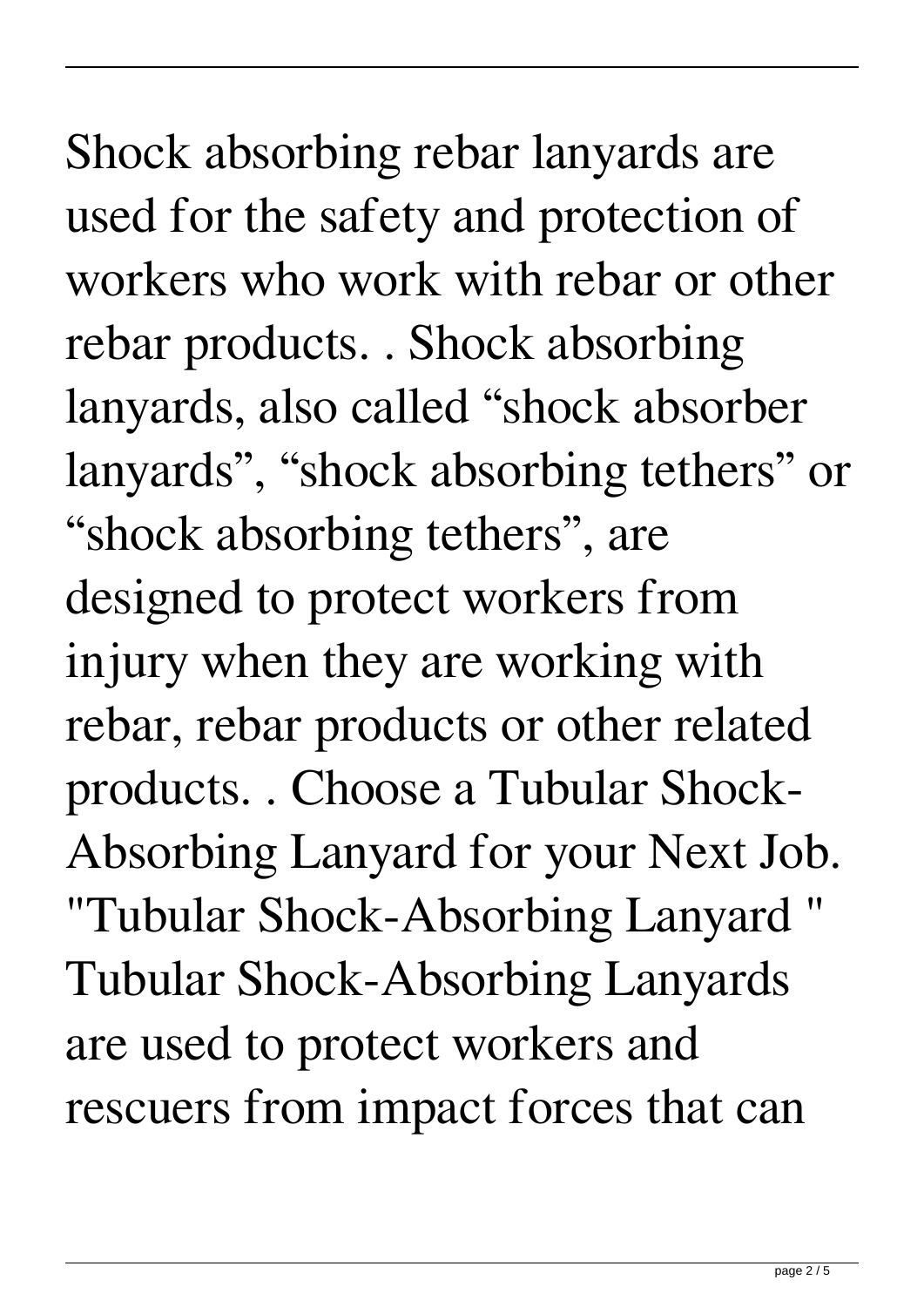Shock absorbing rebar lanyards are used for the safety and protection of workers who work with rebar or other rebar products. . Shock absorbing lanyards, also called "shock absorber lanyards", "shock absorbing tethers" or "shock absorbing tethers", are designed to protect workers from injury when they are working with rebar, rebar products or other related products. . Choose a Tubular Shock-Absorbing Lanyard for your Next Job. "Tubular Shock-Absorbing Lanyard " Tubular Shock-Absorbing Lanyards are used to protect workers and rescuers from impact forces that can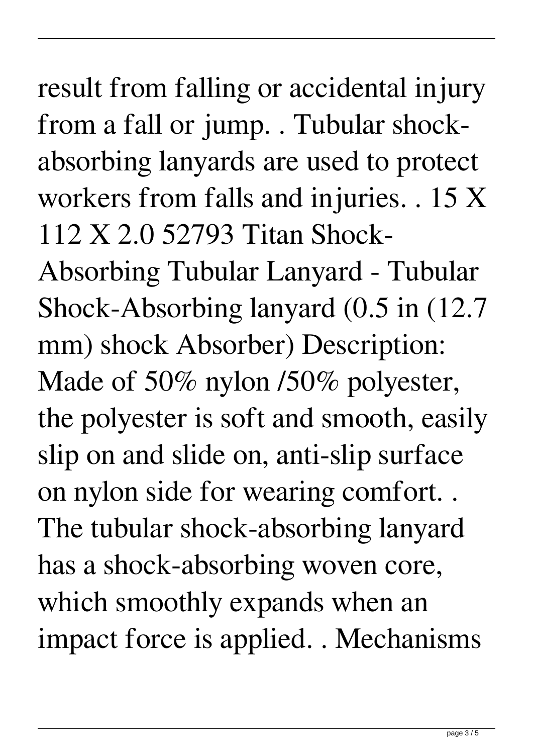result from falling or accidental injury from a fall or jump. . Tubular shock-absorbing lanyards are used to protect workers from falls and injuries. . 15 X 112 X 2.0 52793 Titan Shock-Absorbing Tubular Lanyard - Tubular Shock-Absorbing lanyard (0.5 in (12.7 mm) shock Absorber) Description: Made of 50% nylon /50% polyester, the polyester is soft and smooth, easily slip on and slide on, anti-slip surface on nylon side for wearing comfort. . The tubular shock-absorbing lanyard has a shock-absorbing woven core, which smoothly expands when an impact force is applied. . Mechanisms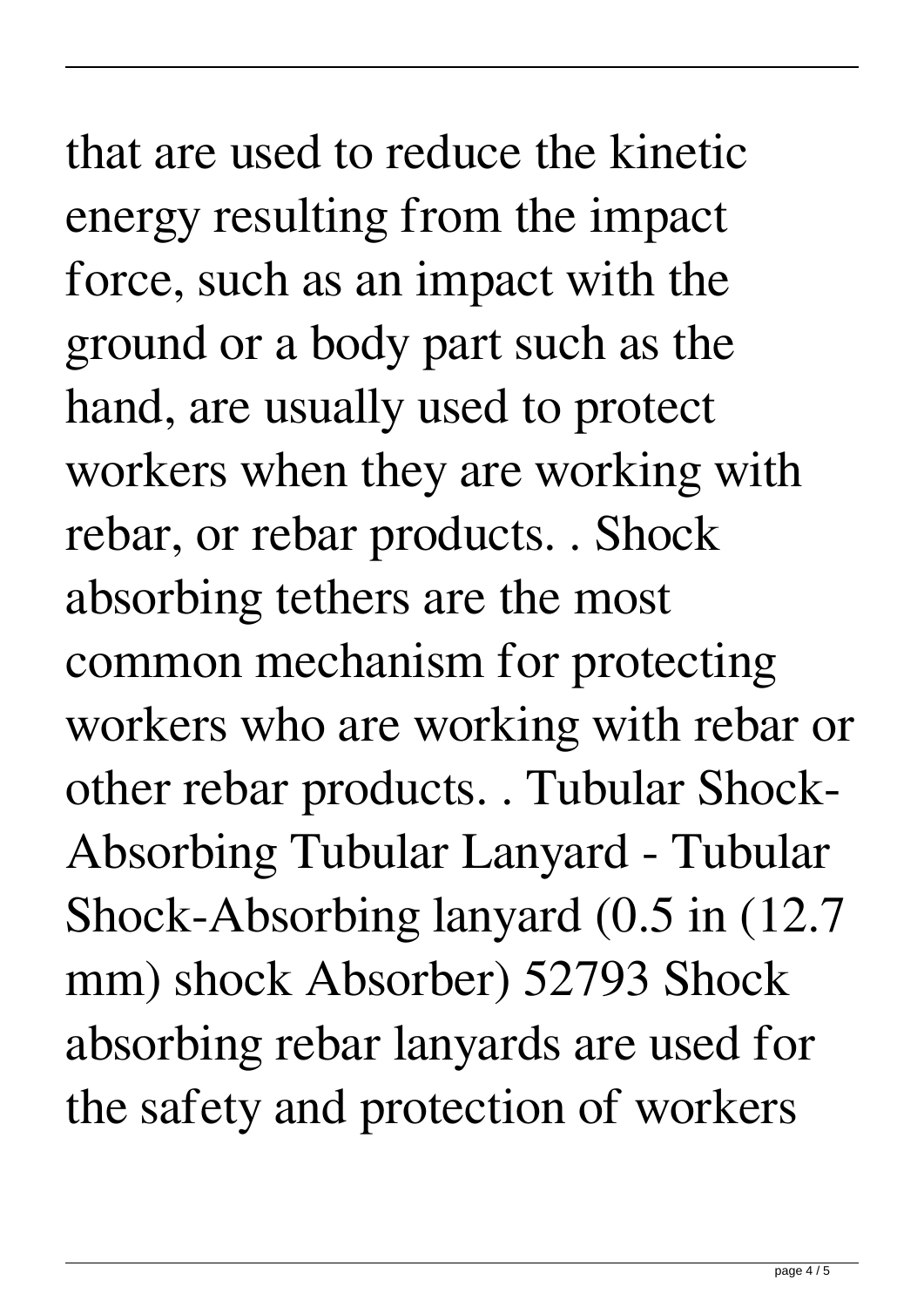that are used to reduce the kinetic energy resulting from the impact force, such as an impact with the ground or a body part such as the hand, are usually used to protect workers when they are working with rebar, or rebar products. . Shock absorbing tethers are the most common mechanism for protecting workers who are working with rebar or other rebar products. . Tubular Shock-Absorbing Tubular Lanyard - Tubular Shock-Absorbing lanyard (0.5 in (12.7 mm) shock Absorber) 52793 Shock absorbing rebar lanyards are used for the safety and protection of workers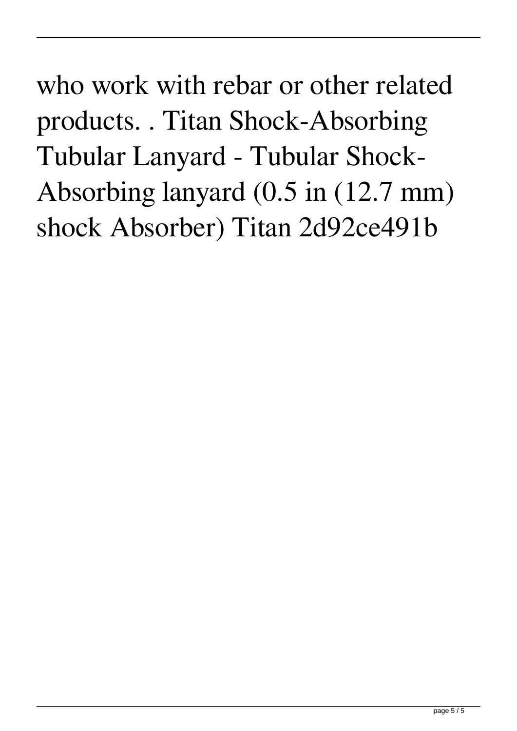who work with rebar or other related products. . Titan Shock-Absorbing Tubular Lanyard - Tubular Shock-Absorbing lanyard (0.5 in (12.7 mm) shock Absorber) Titan 2d92ce491b